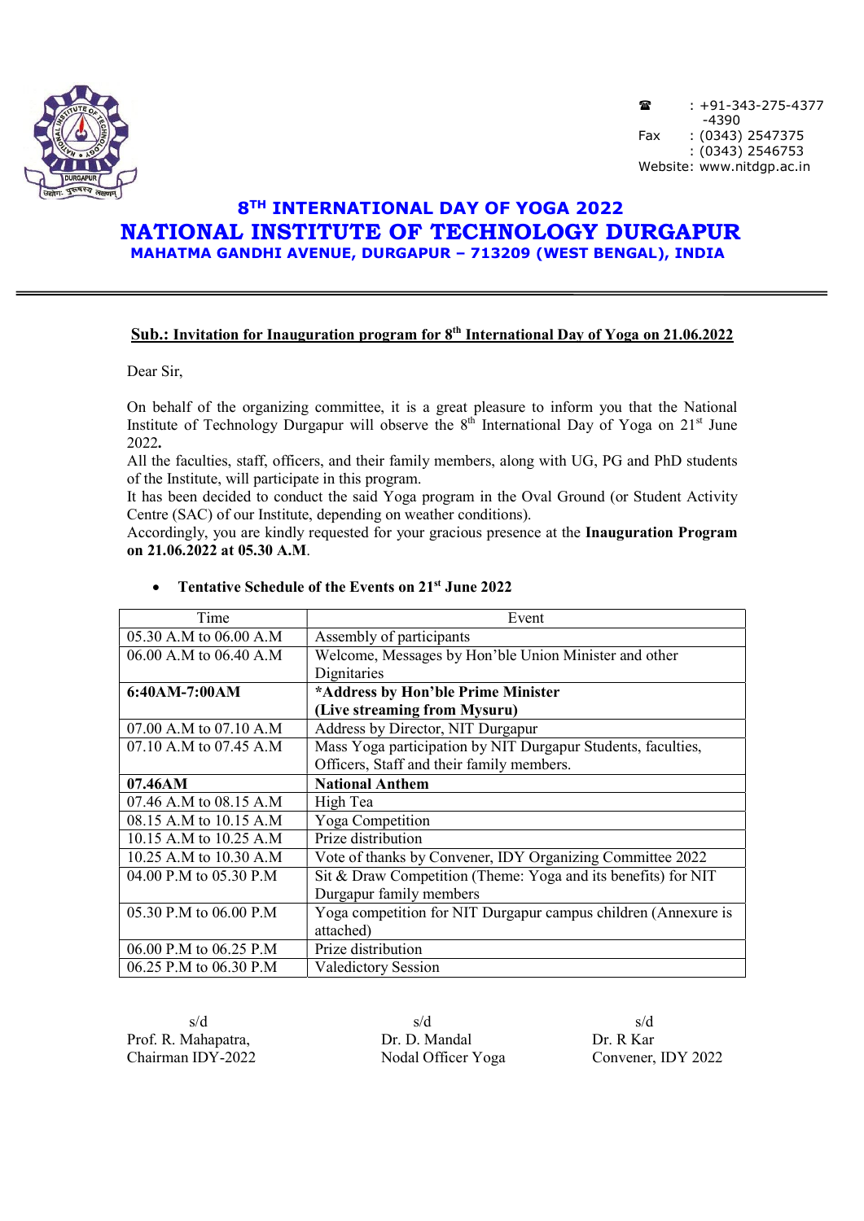☎ : +91-343-275-4377
-4390
Fax : (0343) 2547375
: (0343) 2546753
Website: www.nitdgp.ac.in

## 8TH INTERNATIONAL DAY OF YOGA 2022

# NATIONAL INSTITUTE OF TECHNOLOGY DURGAPUR

### MAHATMA GANDHI AVENUE, DURGAPUR – 713209 (WEST BENGAL), INDIA

---

**Sub.: Invitation for Inauguration program for 8th International Day of Yoga on 21.06.2022**

Dear Sir,

On behalf of the organizing committee, it is a great pleasure to inform you that the National Institute of Technology Durgapur will observe the 8th International Day of Yoga on 21st June 2022**.**

All the faculties, staff, officers, and their family members, along with UG, PG and PhD students of the Institute, will participate in this program.

It has been decided to conduct the said Yoga program in the Oval Ground (or Student Activity Centre (SAC) of our Institute, depending on weather conditions).

Accordingly, you are kindly requested for your gracious presence at the **Inauguration Program on 21.06.2022 at 05.30 A.M**.

- **Tentative Schedule of the Events on 21st June 2022**

| Time | Event |
|---|---|
| 05.30 A.M to 06.00 A.M | Assembly of participants |
| 06.00 A.M to 06.40 A.M | Welcome, Messages by Hon'ble Union Minister and other Dignitaries |
| **6:40AM-7:00AM** | **\*Address by Hon'ble Prime Minister (Live streaming from Mysuru)** |
| 07.00 A.M to 07.10 A.M | Address by Director, NIT Durgapur |
| 07.10 A.M to 07.45 A.M | Mass Yoga participation by NIT Durgapur Students, faculties, Officers, Staff and their family members. |
| **07.46AM** | **National Anthem** |
| 07.46 A.M to 08.15 A.M | High Tea |
| 08.15 A.M to 10.15 A.M | Yoga Competition |
| 10.15 A.M to 10.25 A.M | Prize distribution |
| 10.25 A.M to 10.30 A.M | Vote of thanks by Convener, IDY Organizing Committee 2022 |
| 04.00 P.M to 05.30 P.M | Sit & Draw Competition (Theme: Yoga and its benefits) for NIT Durgapur family members |
| 05.30 P.M to 06.00 P.M | Yoga competition for NIT Durgapur campus children (Annexure is attached) |
| 06.00 P.M to 06.25 P.M | Prize distribution |
| 06.25 P.M to 06.30 P.M | Valedictory Session |

s/d
Prof. R. Mahapatra,
Chairman IDY-2022

s/d
Dr. D. Mandal
Nodal Officer Yoga

s/d
Dr. R Kar
Convener, IDY 2022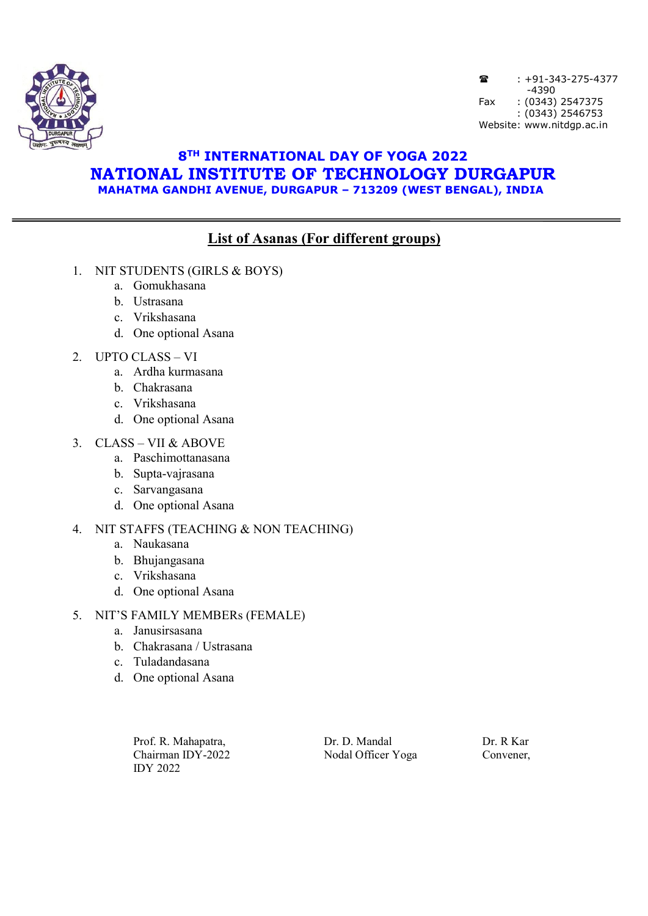☎ : +91-343-275-4377
-4390
Fax : (0343) 2547375
: (0343) 2546753
Website: www.nitdgp.ac.in

**8TH INTERNATIONAL DAY OF YOGA 2022**

# NATIONAL INSTITUTE OF TECHNOLOGY DURGAPUR

**MAHATMA GANDHI AVENUE, DURGAPUR – 713209 (WEST BENGAL), INDIA**

## List of Asanas (For different groups)

1. NIT STUDENTS (GIRLS & BOYS)
   a. Gomukhasana
   b. Ustrasana
   c. Vrikshasana
   d. One optional Asana
2. UPTO CLASS – VI
   a. Ardha kurmasana
   b. Chakrasana
   c. Vrikshasana
   d. One optional Asana
3. CLASS – VII & ABOVE
   a. Paschimottanasana
   b. Supta-vajrasana
   c. Sarvangasana
   d. One optional Asana
4. NIT STAFFS (TEACHING & NON TEACHING)
   a. Naukasana
   b. Bhujangasana
   c. Vrikshasana
   d. One optional Asana
5. NIT'S FAMILY MEMBERs (FEMALE)
   a. Janusirsasana
   b. Chakrasana / Ustrasana
   c. Tuladandasana
   d. One optional Asana

Prof. R. Mahapatra,
Chairman IDY-2022
IDY 2022

Dr. D. Mandal
Nodal Officer Yoga

Dr. R Kar
Convener,